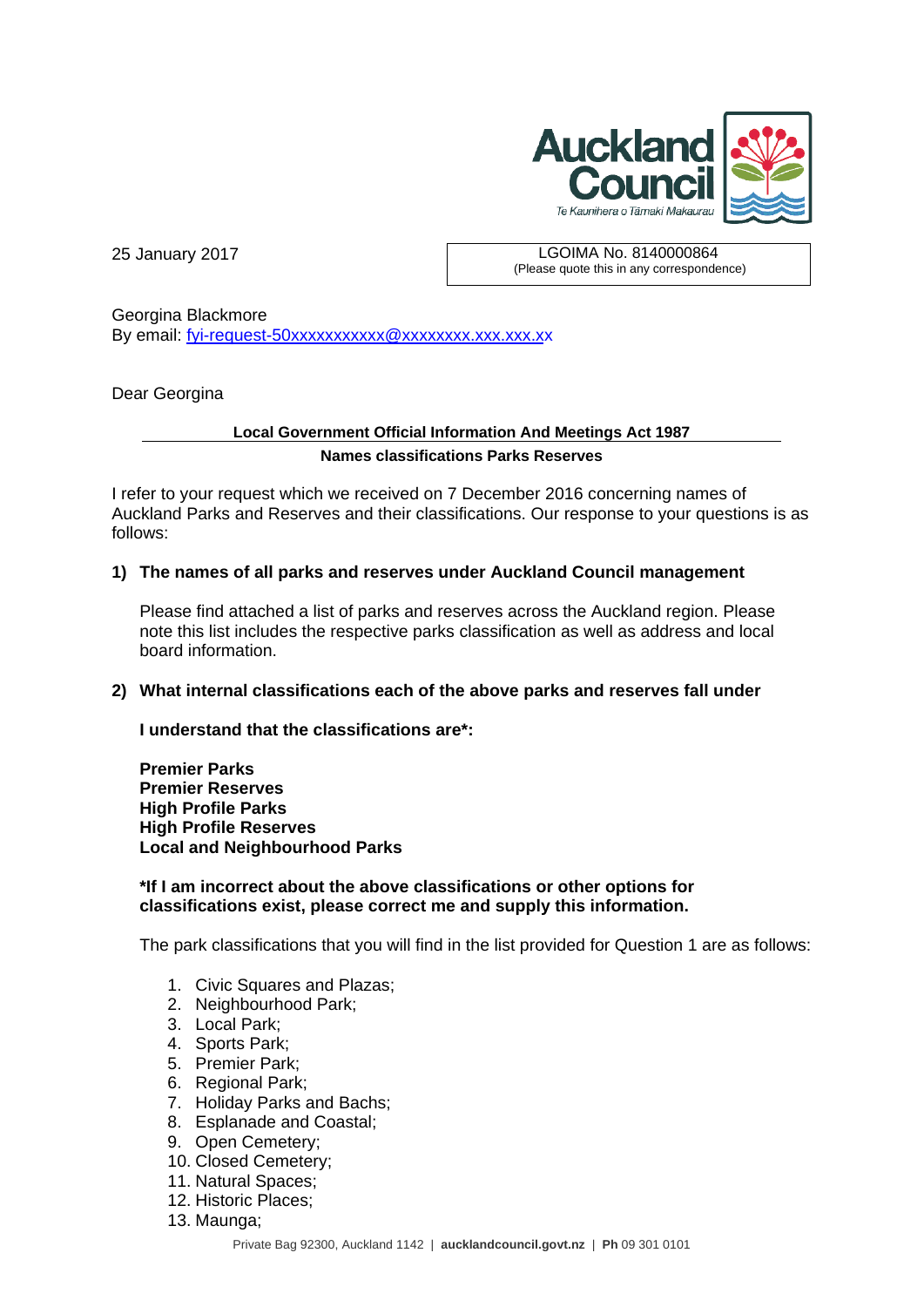25 January 2017

LGOIMA No. 8140000864
(Please quote this in any correspondence)

Georgina Blackmore
By email: fyi-request-50xxxxxxxxxxx@xxxxxxxx.xxx.xxx.xx

Dear Georgina

**Local Government Official Information And Meetings Act 1987**
**Names classifications Parks Reserves**

I refer to your request which we received on 7 December 2016 concerning names of Auckland Parks and Reserves and their classifications. Our response to your questions is as follows:

**1) The names of all parks and reserves under Auckland Council management**

Please find attached a list of parks and reserves across the Auckland region. Please note this list includes the respective parks classification as well as address and local board information.

**2) What internal classifications each of the above parks and reserves fall under**

**I understand that the classifications are*:**

**Premier Parks**
**Premier Reserves**
**High Profile Parks**
**High Profile Reserves**
**Local and Neighbourhood Parks**

***If I am incorrect about the above classifications or other options for classifications exist, please correct me and supply this information.**

The park classifications that you will find in the list provided for Question 1 are as follows:

1. Civic Squares and Plazas;
2. Neighbourhood Park;
3. Local Park;
4. Sports Park;
5. Premier Park;
6. Regional Park;
7. Holiday Parks and Bachs;
8. Esplanade and Coastal;
9. Open Cemetery;
10. Closed Cemetery;
11. Natural Spaces;
12. Historic Places;
13. Maunga;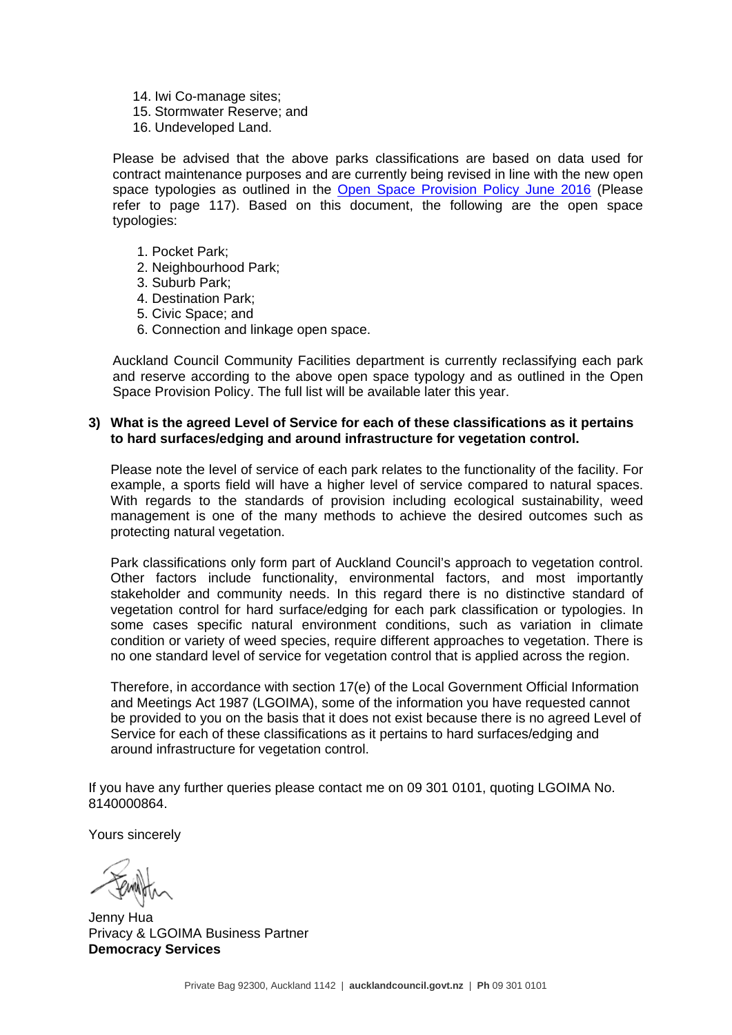14. Iwi Co-manage sites;
15. Stormwater Reserve; and
16. Undeveloped Land.

Please be advised that the above parks classifications are based on data used for contract maintenance purposes and are currently being revised in line with the new open space typologies as outlined in the [Open Space Provision Policy June 2016](#) (Please refer to page 117). Based on this document, the following are the open space typologies:

1. Pocket Park;
2. Neighbourhood Park;
3. Suburb Park;
4. Destination Park;
5. Civic Space; and
6. Connection and linkage open space.

Auckland Council Community Facilities department is currently reclassifying each park and reserve according to the above open space typology and as outlined in the Open Space Provision Policy. The full list will be available later this year.

**3) What is the agreed Level of Service for each of these classifications as it pertains to hard surfaces/edging and around infrastructure for vegetation control.**

Please note the level of service of each park relates to the functionality of the facility. For example, a sports field will have a higher level of service compared to natural spaces. With regards to the standards of provision including ecological sustainability, weed management is one of the many methods to achieve the desired outcomes such as protecting natural vegetation.

Park classifications only form part of Auckland Council's approach to vegetation control. Other factors include functionality, environmental factors, and most importantly stakeholder and community needs. In this regard there is no distinctive standard of vegetation control for hard surface/edging for each park classification or typologies. In some cases specific natural environment conditions, such as variation in climate condition or variety of weed species, require different approaches to vegetation. There is no one standard level of service for vegetation control that is applied across the region.

Therefore, in accordance with section 17(e) of the Local Government Official Information and Meetings Act 1987 (LGOIMA), some of the information you have requested cannot be provided to you on the basis that it does not exist because there is no agreed Level of Service for each of these classifications as it pertains to hard surfaces/edging and around infrastructure for vegetation control.

If you have any further queries please contact me on 09 301 0101, quoting LGOIMA No. 8140000864.

Yours sincerely

Jenny Hua
Privacy & LGOIMA Business Partner
**Democracy Services**